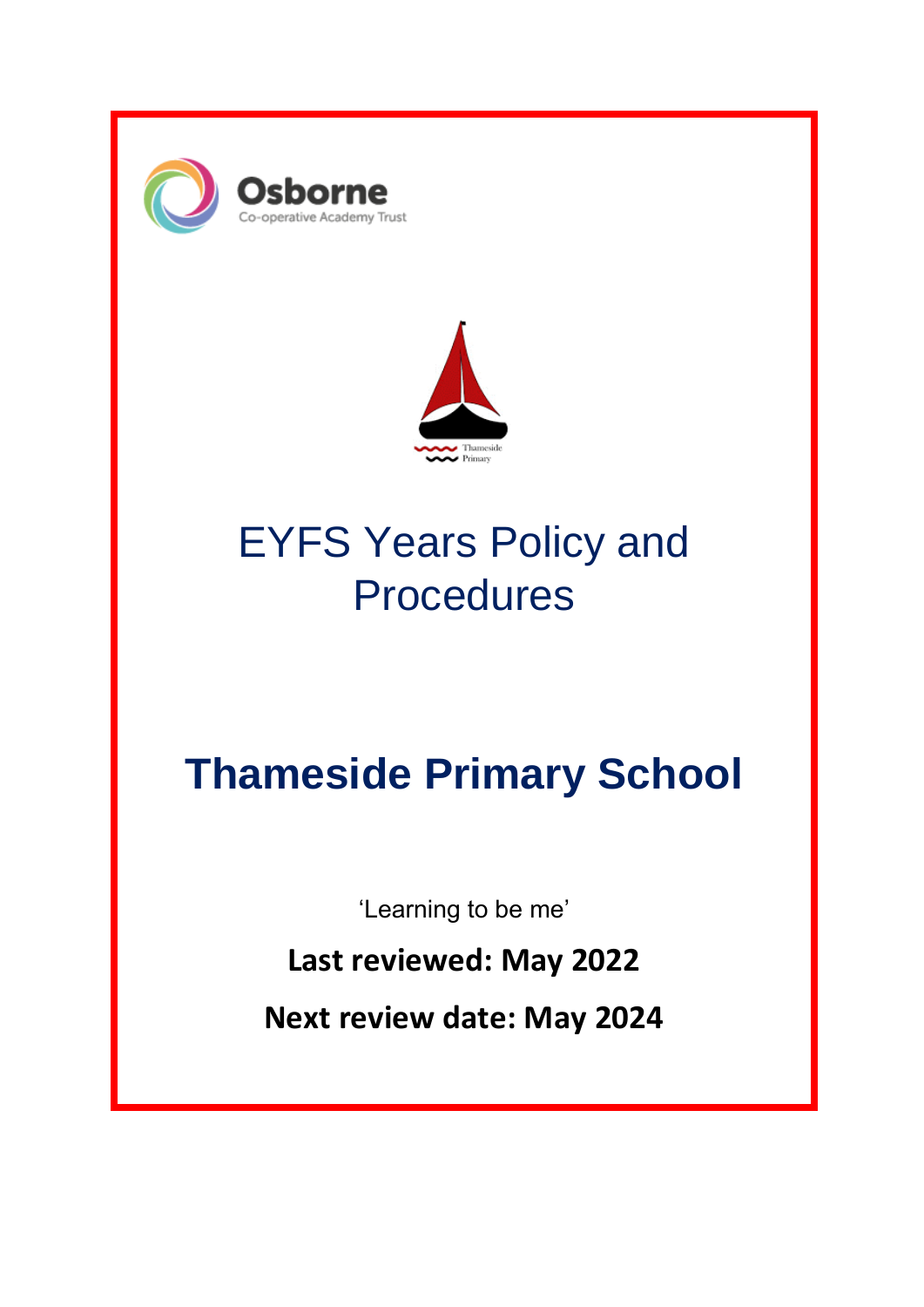Osborne
Co-operative Academy Trust

Thameside Primary

# EYFS Years Policy and Procedures

# Thameside Primary School

'Learning to be me'

**Last reviewed: May 2022**

**Next review date: May 2024**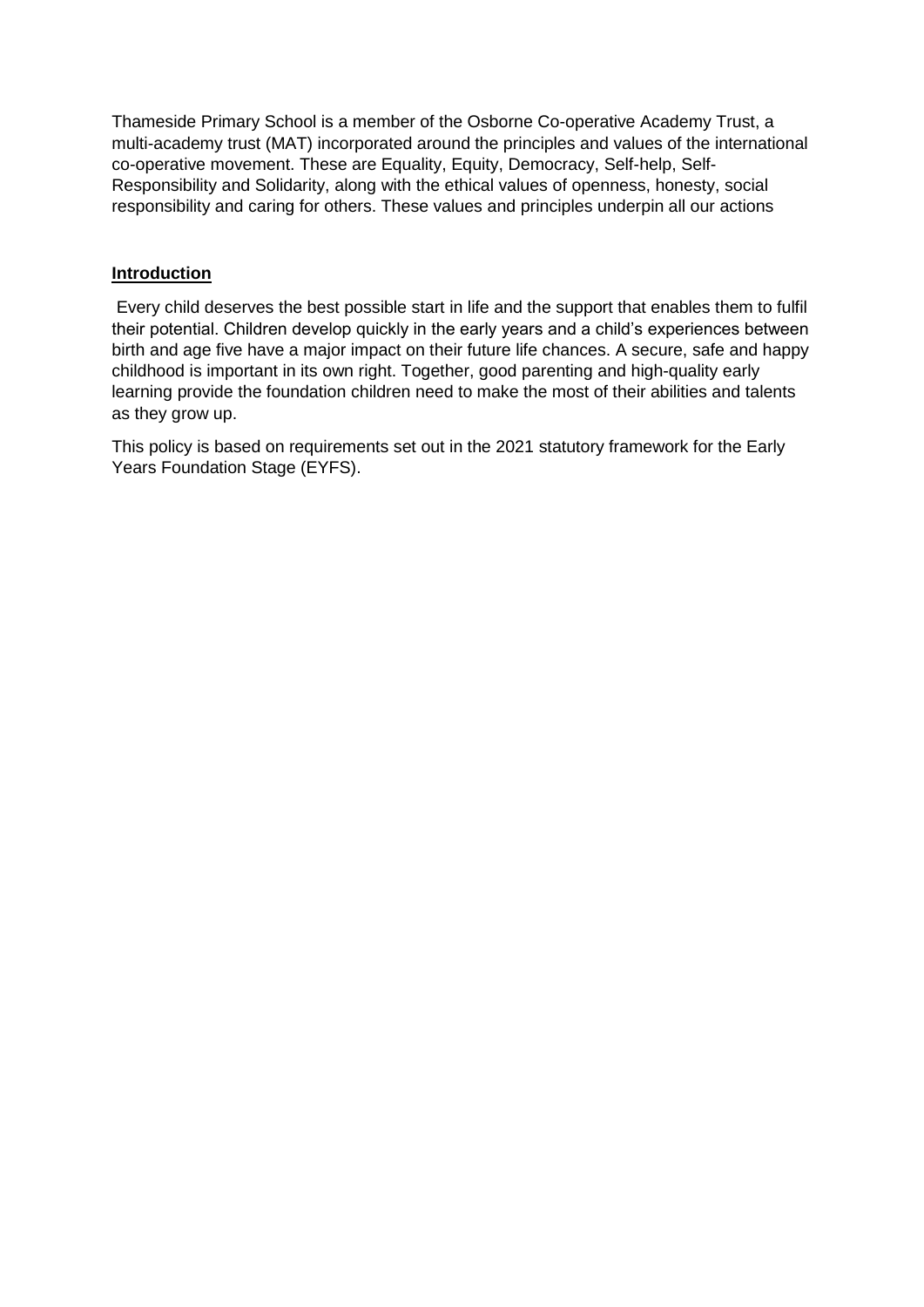Thameside Primary School is a member of the Osborne Co-operative Academy Trust, a multi-academy trust (MAT) incorporated around the principles and values of the international co-operative movement. These are Equality, Equity, Democracy, Self-help, Self-Responsibility and Solidarity, along with the ethical values of openness, honesty, social responsibility and caring for others. These values and principles underpin all our actions

## Introduction

Every child deserves the best possible start in life and the support that enables them to fulfil their potential. Children develop quickly in the early years and a child's experiences between birth and age five have a major impact on their future life chances. A secure, safe and happy childhood is important in its own right. Together, good parenting and high-quality early learning provide the foundation children need to make the most of their abilities and talents as they grow up.

This policy is based on requirements set out in the 2021 statutory framework for the Early Years Foundation Stage (EYFS).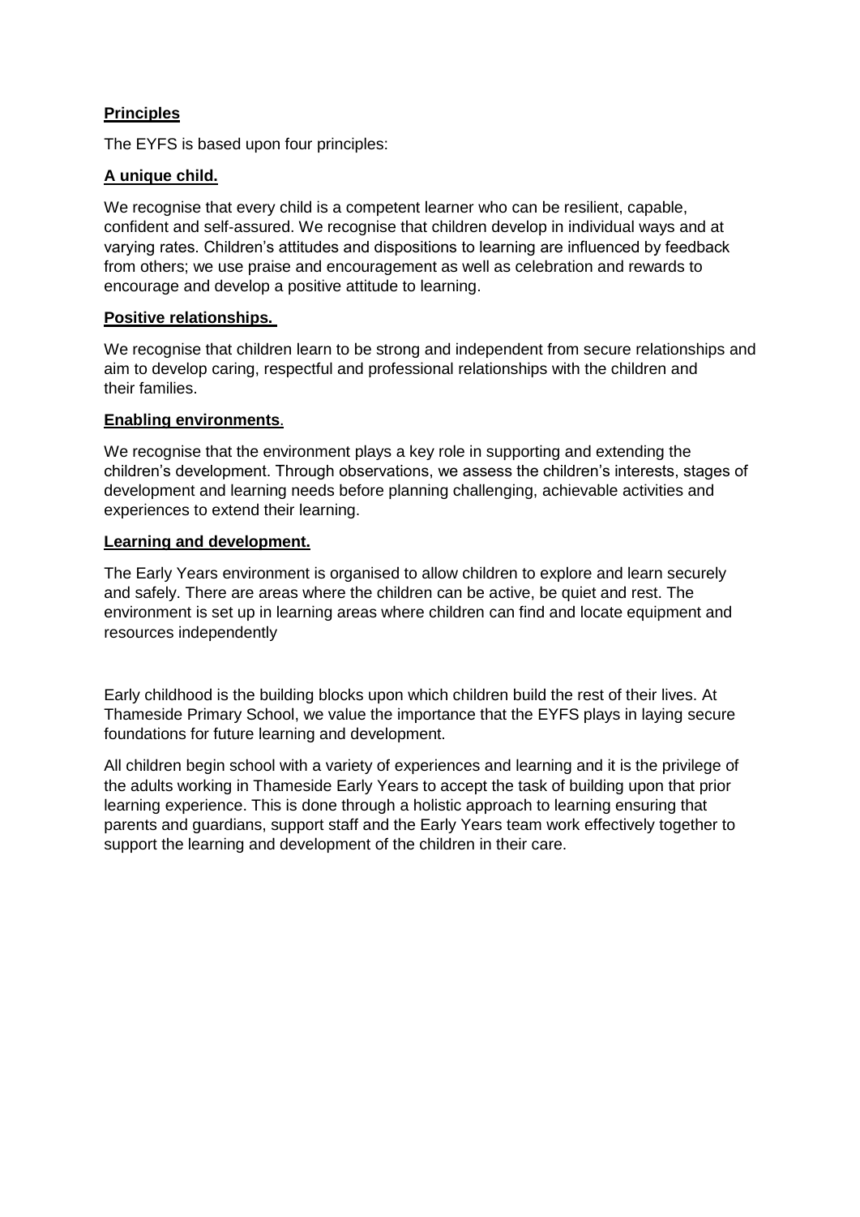**Principles**

The EYFS is based upon four principles:

**A unique child.**

We recognise that every child is a competent learner who can be resilient, capable, confident and self-assured. We recognise that children develop in individual ways and at varying rates. Children's attitudes and dispositions to learning are influenced by feedback from others; we use praise and encouragement as well as celebration and rewards to encourage and develop a positive attitude to learning.

**Positive relationships.**

We recognise that children learn to be strong and independent from secure relationships and aim to develop caring, respectful and professional relationships with the children and their families.

**Enabling environments.**

We recognise that the environment plays a key role in supporting and extending the children's development. Through observations, we assess the children's interests, stages of development and learning needs before planning challenging, achievable activities and experiences to extend their learning.

**Learning and development.**

The Early Years environment is organised to allow children to explore and learn securely and safely. There are areas where the children can be active, be quiet and rest. The environment is set up in learning areas where children can find and locate equipment and resources independently

Early childhood is the building blocks upon which children build the rest of their lives. At Thameside Primary School, we value the importance that the EYFS plays in laying secure foundations for future learning and development.

All children begin school with a variety of experiences and learning and it is the privilege of the adults working in Thameside Early Years to accept the task of building upon that prior learning experience. This is done through a holistic approach to learning ensuring that parents and guardians, support staff and the Early Years team work effectively together to support the learning and development of the children in their care.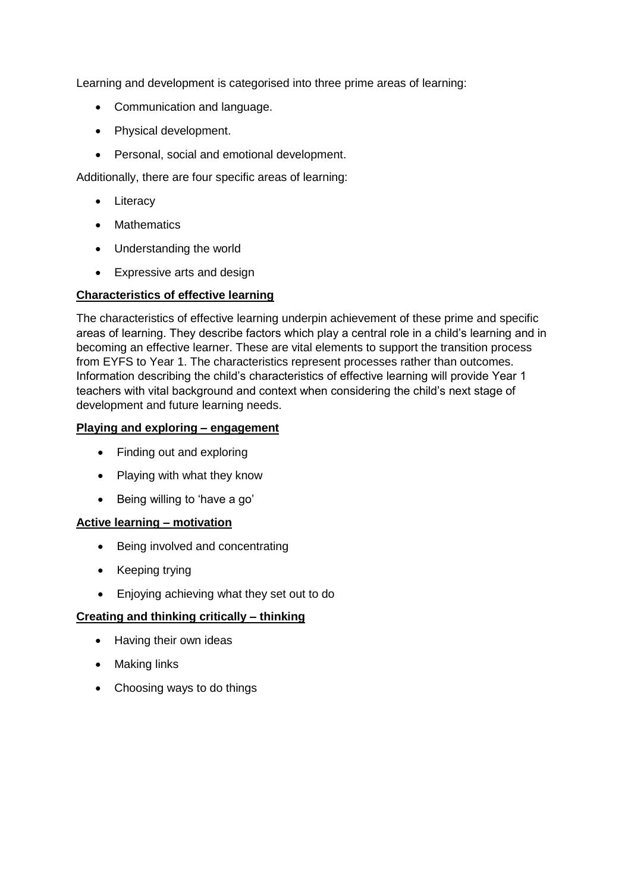Learning and development is categorised into three prime areas of learning:

- Communication and language.
- Physical development.
- Personal, social and emotional development.

Additionally, there are four specific areas of learning:

- Literacy
- Mathematics
- Understanding the world
- Expressive arts and design

**Characteristics of effective learning**

The characteristics of effective learning underpin achievement of these prime and specific areas of learning. They describe factors which play a central role in a child's learning and in becoming an effective learner. These are vital elements to support the transition process from EYFS to Year 1. The characteristics represent processes rather than outcomes. Information describing the child's characteristics of effective learning will provide Year 1 teachers with vital background and context when considering the child's next stage of development and future learning needs.

**Playing and exploring – engagement**

- Finding out and exploring
- Playing with what they know
- Being willing to 'have a go'

**Active learning – motivation**

- Being involved and concentrating
- Keeping trying
- Enjoying achieving what they set out to do

**Creating and thinking critically – thinking**

- Having their own ideas
- Making links
- Choosing ways to do things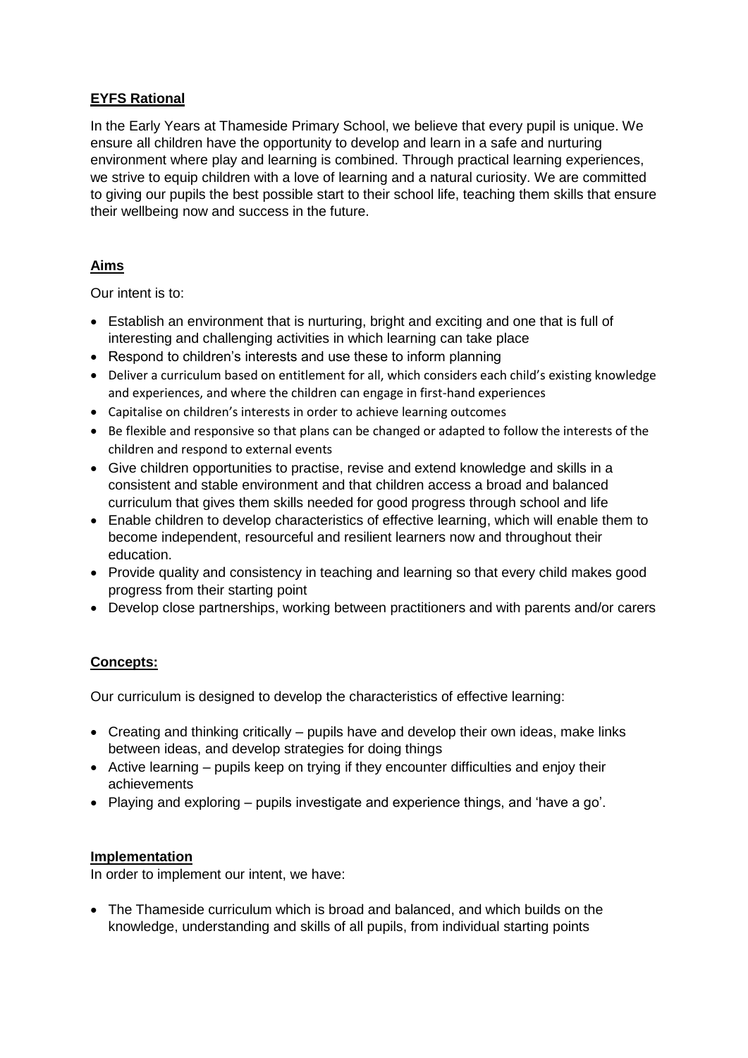**EYFS Rational**

In the Early Years at Thameside Primary School, we believe that every pupil is unique. We ensure all children have the opportunity to develop and learn in a safe and nurturing environment where play and learning is combined. Through practical learning experiences, we strive to equip children with a love of learning and a natural curiosity. We are committed to giving our pupils the best possible start to their school life, teaching them skills that ensure their wellbeing now and success in the future.

**Aims**

Our intent is to:

- Establish an environment that is nurturing, bright and exciting and one that is full of interesting and challenging activities in which learning can take place
- Respond to children's interests and use these to inform planning
- Deliver a curriculum based on entitlement for all, which considers each child's existing knowledge and experiences, and where the children can engage in first-hand experiences
- Capitalise on children's interests in order to achieve learning outcomes
- Be flexible and responsive so that plans can be changed or adapted to follow the interests of the children and respond to external events
- Give children opportunities to practise, revise and extend knowledge and skills in a consistent and stable environment and that children access a broad and balanced curriculum that gives them skills needed for good progress through school and life
- Enable children to develop characteristics of effective learning, which will enable them to become independent, resourceful and resilient learners now and throughout their education.
- Provide quality and consistency in teaching and learning so that every child makes good progress from their starting point
- Develop close partnerships, working between practitioners and with parents and/or carers

**Concepts:**

Our curriculum is designed to develop the characteristics of effective learning:

- Creating and thinking critically – pupils have and develop their own ideas, make links between ideas, and develop strategies for doing things
- Active learning – pupils keep on trying if they encounter difficulties and enjoy their achievements
- Playing and exploring – pupils investigate and experience things, and 'have a go'.

**Implementation**

In order to implement our intent, we have:

- The Thameside curriculum which is broad and balanced, and which builds on the knowledge, understanding and skills of all pupils, from individual starting points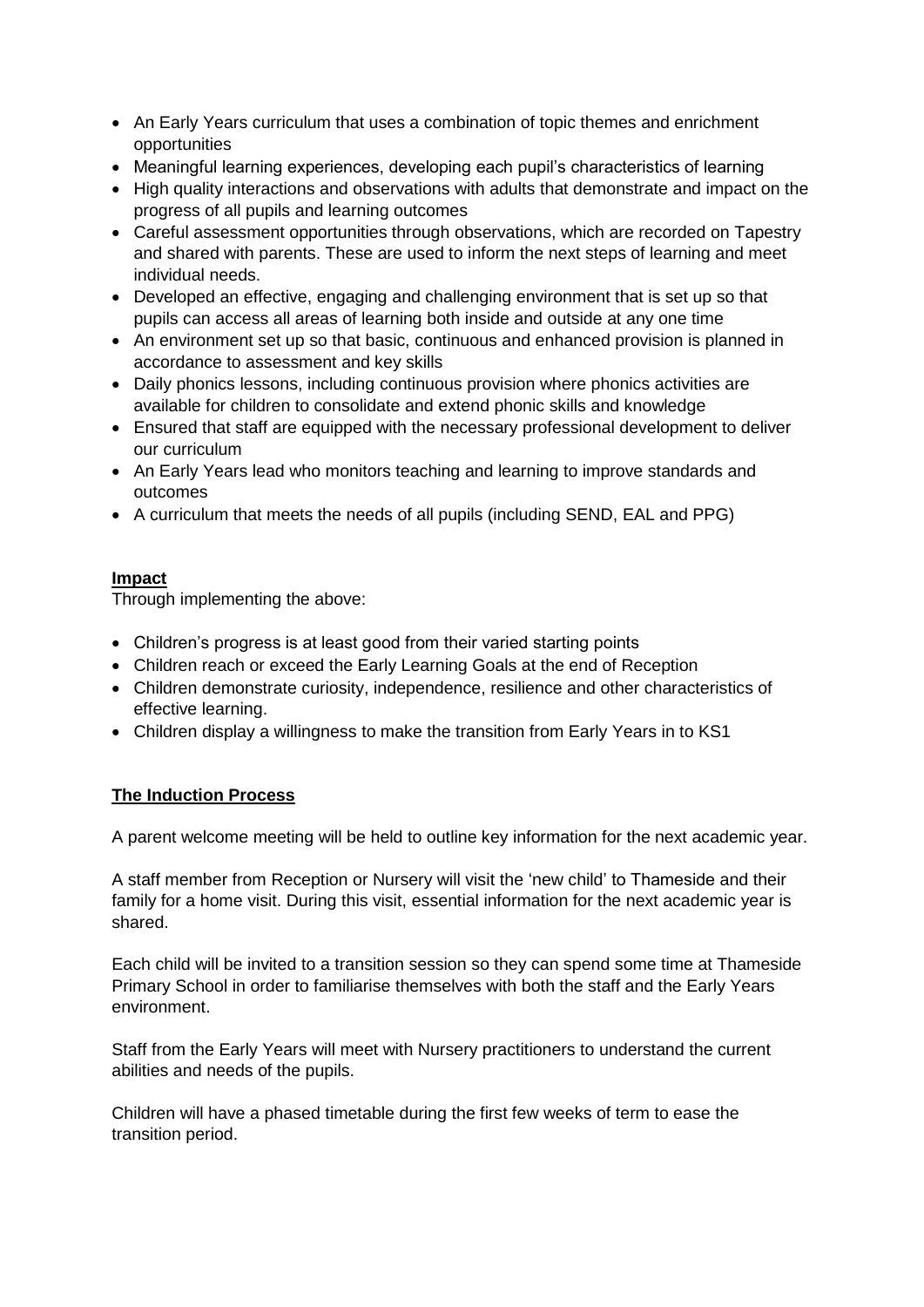- An Early Years curriculum that uses a combination of topic themes and enrichment opportunities
- Meaningful learning experiences, developing each pupil's characteristics of learning
- High quality interactions and observations with adults that demonstrate and impact on the progress of all pupils and learning outcomes
- Careful assessment opportunities through observations, which are recorded on Tapestry and shared with parents. These are used to inform the next steps of learning and meet individual needs.
- Developed an effective, engaging and challenging environment that is set up so that pupils can access all areas of learning both inside and outside at any one time
- An environment set up so that basic, continuous and enhanced provision is planned in accordance to assessment and key skills
- Daily phonics lessons, including continuous provision where phonics activities are available for children to consolidate and extend phonic skills and knowledge
- Ensured that staff are equipped with the necessary professional development to deliver our curriculum
- An Early Years lead who monitors teaching and learning to improve standards and outcomes
- A curriculum that meets the needs of all pupils (including SEND, EAL and PPG)

**Impact**

Through implementing the above:

- Children's progress is at least good from their varied starting points
- Children reach or exceed the Early Learning Goals at the end of Reception
- Children demonstrate curiosity, independence, resilience and other characteristics of effective learning.
- Children display a willingness to make the transition from Early Years in to KS1

**The Induction Process**

A parent welcome meeting will be held to outline key information for the next academic year.

A staff member from Reception or Nursery will visit the 'new child' to Thameside and their family for a home visit. During this visit, essential information for the next academic year is shared.

Each child will be invited to a transition session so they can spend some time at Thameside Primary School in order to familiarise themselves with both the staff and the Early Years environment.

Staff from the Early Years will meet with Nursery practitioners to understand the current abilities and needs of the pupils.

Children will have a phased timetable during the first few weeks of term to ease the transition period.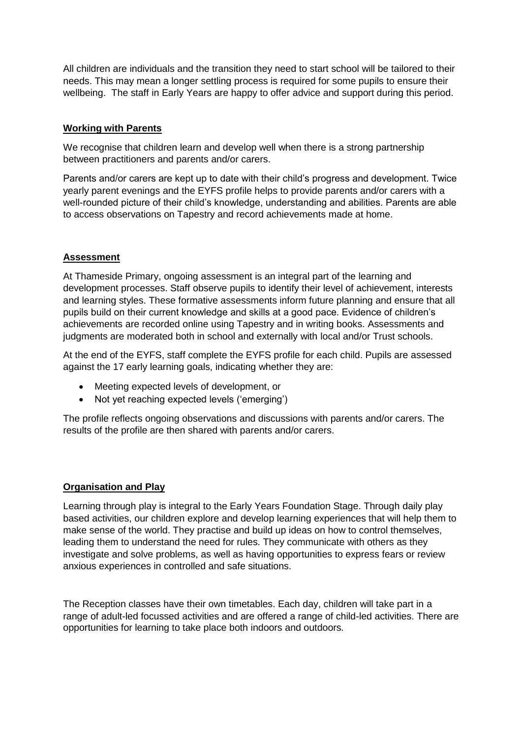All children are individuals and the transition they need to start school will be tailored to their needs. This may mean a longer settling process is required for some pupils to ensure their wellbeing. The staff in Early Years are happy to offer advice and support during this period.

## Working with Parents

We recognise that children learn and develop well when there is a strong partnership between practitioners and parents and/or carers.

Parents and/or carers are kept up to date with their child's progress and development. Twice yearly parent evenings and the EYFS profile helps to provide parents and/or carers with a well-rounded picture of their child's knowledge, understanding and abilities. Parents are able to access observations on Tapestry and record achievements made at home.

## Assessment

At Thameside Primary, ongoing assessment is an integral part of the learning and development processes. Staff observe pupils to identify their level of achievement, interests and learning styles. These formative assessments inform future planning and ensure that all pupils build on their current knowledge and skills at a good pace. Evidence of children's achievements are recorded online using Tapestry and in writing books. Assessments and judgments are moderated both in school and externally with local and/or Trust schools.

At the end of the EYFS, staff complete the EYFS profile for each child. Pupils are assessed against the 17 early learning goals, indicating whether they are:

- Meeting expected levels of development, or
- Not yet reaching expected levels ('emerging')

The profile reflects ongoing observations and discussions with parents and/or carers. The results of the profile are then shared with parents and/or carers.

## Organisation and Play

Learning through play is integral to the Early Years Foundation Stage. Through daily play based activities, our children explore and develop learning experiences that will help them to make sense of the world. They practise and build up ideas on how to control themselves, leading them to understand the need for rules. They communicate with others as they investigate and solve problems, as well as having opportunities to express fears or review anxious experiences in controlled and safe situations.

The Reception classes have their own timetables. Each day, children will take part in a range of adult-led focussed activities and are offered a range of child-led activities. There are opportunities for learning to take place both indoors and outdoors.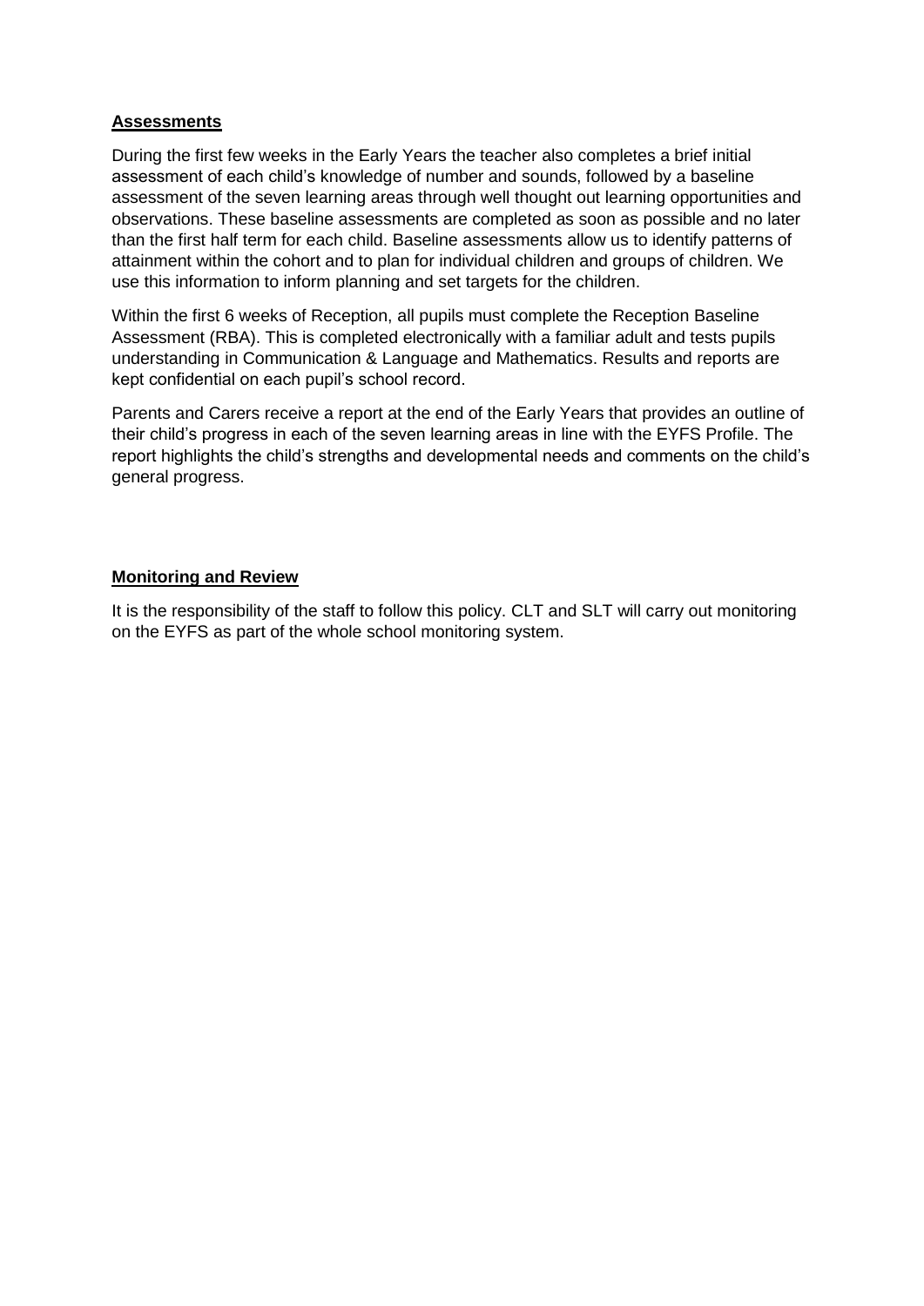## Assessments

During the first few weeks in the Early Years the teacher also completes a brief initial assessment of each child's knowledge of number and sounds, followed by a baseline assessment of the seven learning areas through well thought out learning opportunities and observations. These baseline assessments are completed as soon as possible and no later than the first half term for each child. Baseline assessments allow us to identify patterns of attainment within the cohort and to plan for individual children and groups of children. We use this information to inform planning and set targets for the children.

Within the first 6 weeks of Reception, all pupils must complete the Reception Baseline Assessment (RBA). This is completed electronically with a familiar adult and tests pupils understanding in Communication & Language and Mathematics. Results and reports are kept confidential on each pupil's school record.

Parents and Carers receive a report at the end of the Early Years that provides an outline of their child's progress in each of the seven learning areas in line with the EYFS Profile. The report highlights the child's strengths and developmental needs and comments on the child's general progress.

## Monitoring and Review

It is the responsibility of the staff to follow this policy. CLT and SLT will carry out monitoring on the EYFS as part of the whole school monitoring system.